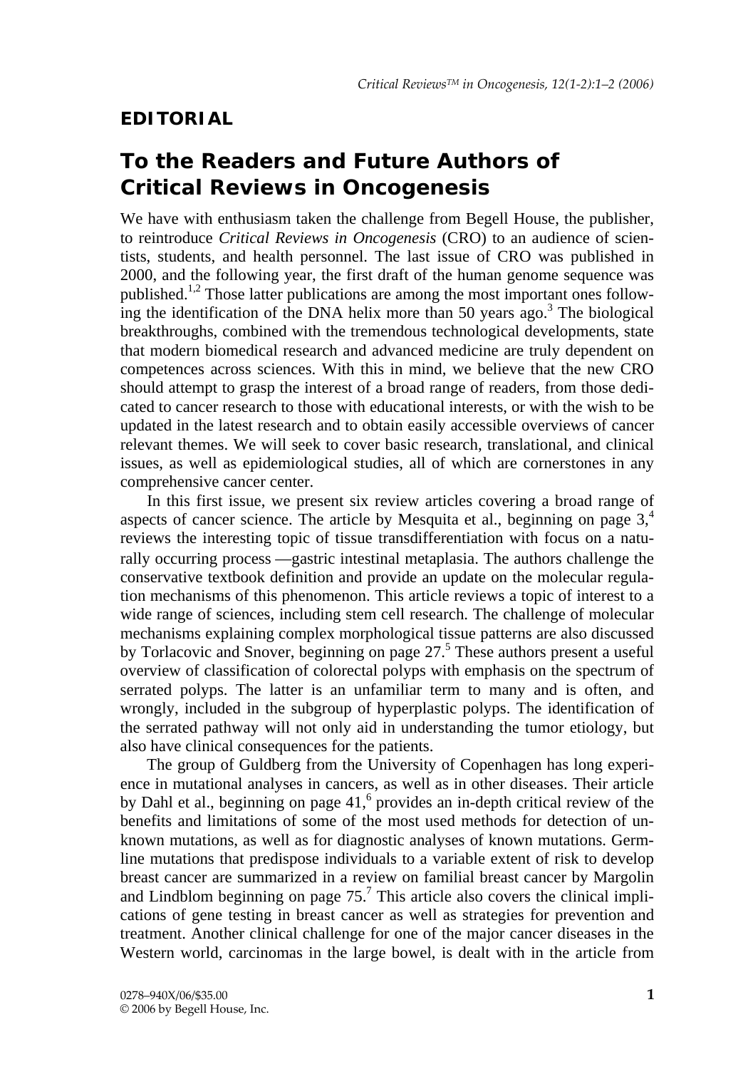**EDITORIAL**

# To the Readers and Future Authors of Critical Reviews in Oncogenesis

We have with enthusiasm taken the challenge from Begell House, the publisher, to reintroduce *Critical Reviews in Oncogenesis* (CRO) to an audience of scientists, students, and health personnel. The last issue of CRO was published in 2000, and the following year, the first draft of the human genome sequence was published.[1,2] Those latter publications are among the most important ones following the identification of the DNA helix more than 50 years ago.[3] The biological breakthroughs, combined with the tremendous technological developments, state that modern biomedical research and advanced medicine are truly dependent on competences across sciences. With this in mind, we believe that the new CRO should attempt to grasp the interest of a broad range of readers, from those dedicated to cancer research to those with educational interests, or with the wish to be updated in the latest research and to obtain easily accessible overviews of cancer relevant themes. We will seek to cover basic research, translational, and clinical issues, as well as epidemiological studies, all of which are cornerstones in any comprehensive cancer center.

In this first issue, we present six review articles covering a broad range of aspects of cancer science. The article by Mesquita et al., beginning on page 3,[4] reviews the interesting topic of tissue transdifferentiation with focus on a naturally occurring process —gastric intestinal metaplasia. The authors challenge the conservative textbook definition and provide an update on the molecular regulation mechanisms of this phenomenon. This article reviews a topic of interest to a wide range of sciences, including stem cell research. The challenge of molecular mechanisms explaining complex morphological tissue patterns are also discussed by Torlacovic and Snover, beginning on page 27.[5] These authors present a useful overview of classification of colorectal polyps with emphasis on the spectrum of serrated polyps. The latter is an unfamiliar term to many and is often, and wrongly, included in the subgroup of hyperplastic polyps. The identification of the serrated pathway will not only aid in understanding the tumor etiology, but also have clinical consequences for the patients.

The group of Guldberg from the University of Copenhagen has long experience in mutational analyses in cancers, as well as in other diseases. Their article by Dahl et al., beginning on page 41,[6] provides an in-depth critical review of the benefits and limitations of some of the most used methods for detection of unknown mutations, as well as for diagnostic analyses of known mutations. Germline mutations that predispose individuals to a variable extent of risk to develop breast cancer are summarized in a review on familial breast cancer by Margolin and Lindblom beginning on page 75.[7] This article also covers the clinical implications of gene testing in breast cancer as well as strategies for prevention and treatment. Another clinical challenge for one of the major cancer diseases in the Western world, carcinomas in the large bowel, is dealt with in the article from

0278–940X/06/$35.00
© 2006 by Begell House, Inc.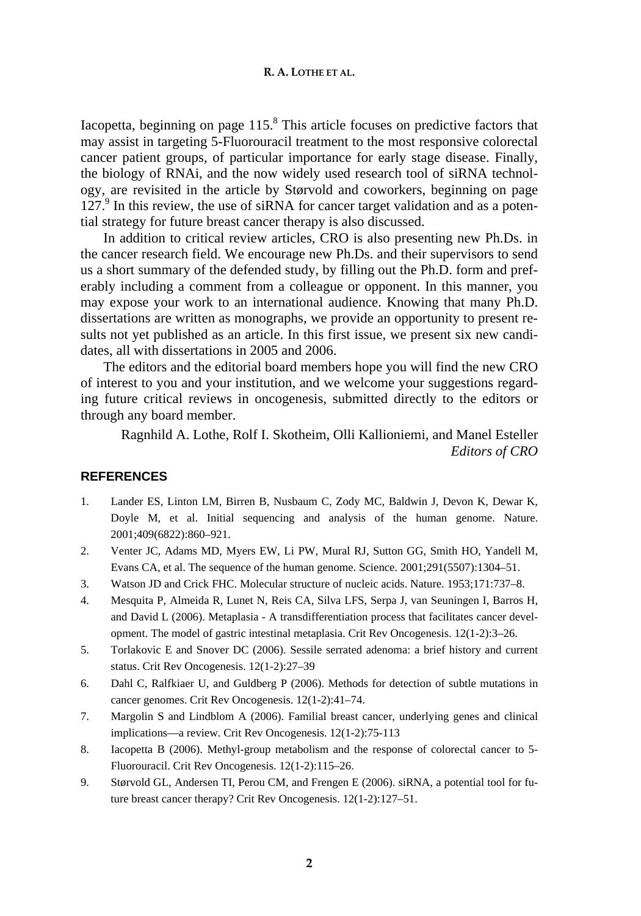Iacopetta, beginning on page 115.[8] This article focuses on predictive factors that may assist in targeting 5-Fluorouracil treatment to the most responsive colorectal cancer patient groups, of particular importance for early stage disease. Finally, the biology of RNAi, and the now widely used research tool of siRNA technology, are revisited in the article by Størvold and coworkers, beginning on page 127.[9] In this review, the use of siRNA for cancer target validation and as a potential strategy for future breast cancer therapy is also discussed.

In addition to critical review articles, CRO is also presenting new Ph.Ds. in the cancer research field. We encourage new Ph.Ds. and their supervisors to send us a short summary of the defended study, by filling out the Ph.D. form and preferably including a comment from a colleague or opponent. In this manner, you may expose your work to an international audience. Knowing that many Ph.D. dissertations are written as monographs, we provide an opportunity to present results not yet published as an article. In this first issue, we present six new candidates, all with dissertations in 2005 and 2006.

The editors and the editorial board members hope you will find the new CRO of interest to you and your institution, and we welcome your suggestions regarding future critical reviews in oncogenesis, submitted directly to the editors or through any board member.

Ragnhild A. Lothe, Rolf I. Skotheim, Olli Kallioniemi, and Manel Esteller
*Editors of CRO*

## REFERENCES

1. Lander ES, Linton LM, Birren B, Nusbaum C, Zody MC, Baldwin J, Devon K, Dewar K, Doyle M, et al. Initial sequencing and analysis of the human genome. Nature. 2001;409(6822):860–921.
2. Venter JC, Adams MD, Myers EW, Li PW, Mural RJ, Sutton GG, Smith HO, Yandell M, Evans CA, et al. The sequence of the human genome. Science. 2001;291(5507):1304–51.
3. Watson JD and Crick FHC. Molecular structure of nucleic acids. Nature. 1953;171:737–8.
4. Mesquita P, Almeida R, Lunet N, Reis CA, Silva LFS, Serpa J, van Seuningen I, Barros H, and David L (2006). Metaplasia - A transdifferentiation process that facilitates cancer development. The model of gastric intestinal metaplasia. Crit Rev Oncogenesis. 12(1-2):3–26.
5. Torlakovic E and Snover DC (2006). Sessile serrated adenoma: a brief history and current status. Crit Rev Oncogenesis. 12(1-2):27–39
6. Dahl C, Ralfkiaer U, and Guldberg P (2006). Methods for detection of subtle mutations in cancer genomes. Crit Rev Oncogenesis. 12(1-2):41–74.
7. Margolin S and Lindblom A (2006). Familial breast cancer, underlying genes and clinical implications—a review. Crit Rev Oncogenesis. 12(1-2):75-113
8. Iacopetta B (2006). Methyl-group metabolism and the response of colorectal cancer to 5-Fluorouracil. Crit Rev Oncogenesis. 12(1-2):115–26.
9. Størvold GL, Andersen TI, Perou CM, and Frengen E (2006). siRNA, a potential tool for future breast cancer therapy? Crit Rev Oncogenesis. 12(1-2):127–51.